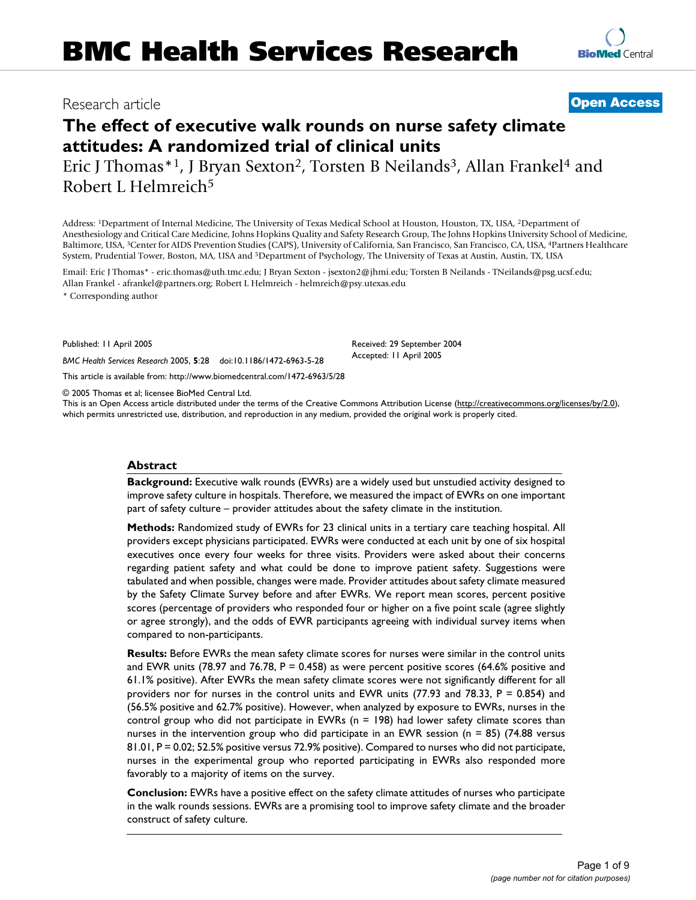# BMC Health Services Research

Research article

**Open Access**

# The effect of executive walk rounds on nurse safety climate attitudes: A randomized trial of clinical units

Eric J Thomas*[1], J Bryan Sexton[2], Torsten B Neilands[3], Allan Frankel[4] and Robert L Helmreich[5]

Address: [1]Department of Internal Medicine, The University of Texas Medical School at Houston, Houston, TX, USA, [2]Department of Anesthesiology and Critical Care Medicine, Johns Hopkins Quality and Safety Research Group, The Johns Hopkins University School of Medicine, Baltimore, USA, [3]Center for AIDS Prevention Studies (CAPS), University of California, San Francisco, San Francisco, CA, USA, [4]Partners Healthcare System, Prudential Tower, Boston, MA, USA and [5]Department of Psychology, The University of Texas at Austin, Austin, TX, USA

Email: Eric J Thomas* - eric.thomas@uth.tmc.edu; J Bryan Sexton - jsexton2@jhmi.edu; Torsten B Neilands - TNeilands@psg.ucsf.edu; Allan Frankel - afrankel@partners.org; Robert L Helmreich - helmreich@psy.utexas.edu

\* Corresponding author

Published: 11 April 2005

*BMC Health Services Research* 2005, **5**:28 doi:10.1186/1472-6963-5-28

Received: 29 September 2004
Accepted: 11 April 2005

This article is available from: http://www.biomedcentral.com/1472-6963/5/28

© 2005 Thomas et al; licensee BioMed Central Ltd.
This is an Open Access article distributed under the terms of the Creative Commons Attribution License (http://creativecommons.org/licenses/by/2.0), which permits unrestricted use, distribution, and reproduction in any medium, provided the original work is properly cited.

## Abstract

**Background:** Executive walk rounds (EWRs) are a widely used but unstudied activity designed to improve safety culture in hospitals. Therefore, we measured the impact of EWRs on one important part of safety culture – provider attitudes about the safety climate in the institution.

**Methods:** Randomized study of EWRs for 23 clinical units in a tertiary care teaching hospital. All providers except physicians participated. EWRs were conducted at each unit by one of six hospital executives once every four weeks for three visits. Providers were asked about their concerns regarding patient safety and what could be done to improve patient safety. Suggestions were tabulated and when possible, changes were made. Provider attitudes about safety climate measured by the Safety Climate Survey before and after EWRs. We report mean scores, percent positive scores (percentage of providers who responded four or higher on a five point scale (agree slightly or agree strongly), and the odds of EWR participants agreeing with individual survey items when compared to non-participants.

**Results:** Before EWRs the mean safety climate scores for nurses were similar in the control units and EWR units (78.97 and 76.78, P = 0.458) as were percent positive scores (64.6% positive and 61.1% positive). After EWRs the mean safety climate scores were not significantly different for all providers nor for nurses in the control units and EWR units (77.93 and 78.33, P = 0.854) and (56.5% positive and 62.7% positive). However, when analyzed by exposure to EWRs, nurses in the control group who did not participate in EWRs (n = 198) had lower safety climate scores than nurses in the intervention group who did participate in an EWR session (n = 85) (74.88 versus 81.01, P = 0.02; 52.5% positive versus 72.9% positive). Compared to nurses who did not participate, nurses in the experimental group who reported participating in EWRs also responded more favorably to a majority of items on the survey.

**Conclusion:** EWRs have a positive effect on the safety climate attitudes of nurses who participate in the walk rounds sessions. EWRs are a promising tool to improve safety climate and the broader construct of safety culture.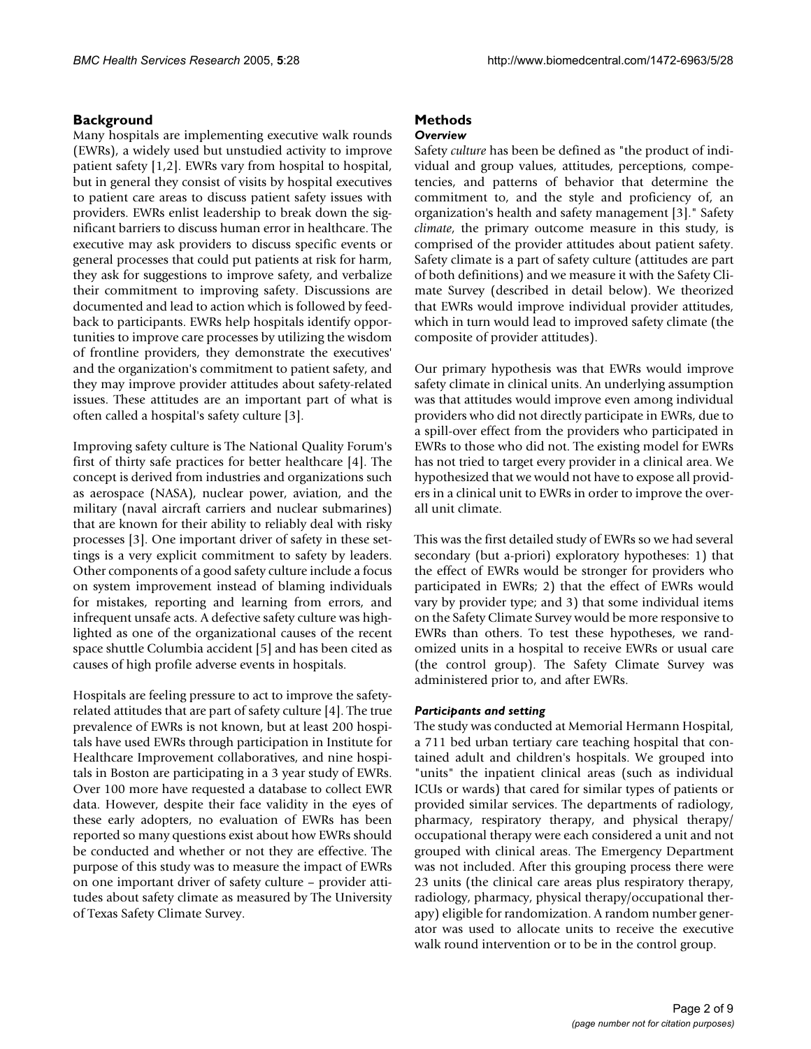## Background

Many hospitals are implementing executive walk rounds (EWRs), a widely used but unstudied activity to improve patient safety [1,2]. EWRs vary from hospital to hospital, but in general they consist of visits by hospital executives to patient care areas to discuss patient safety issues with providers. EWRs enlist leadership to break down the significant barriers to discuss human error in healthcare. The executive may ask providers to discuss specific events or general processes that could put patients at risk for harm, they ask for suggestions to improve safety, and verbalize their commitment to improving safety. Discussions are documented and lead to action which is followed by feedback to participants. EWRs help hospitals identify opportunities to improve care processes by utilizing the wisdom of frontline providers, they demonstrate the executives' and the organization's commitment to patient safety, and they may improve provider attitudes about safety-related issues. These attitudes are an important part of what is often called a hospital's safety culture [3].

Improving safety culture is The National Quality Forum's first of thirty safe practices for better healthcare [4]. The concept is derived from industries and organizations such as aerospace (NASA), nuclear power, aviation, and the military (naval aircraft carriers and nuclear submarines) that are known for their ability to reliably deal with risky processes [3]. One important driver of safety in these settings is a very explicit commitment to safety by leaders. Other components of a good safety culture include a focus on system improvement instead of blaming individuals for mistakes, reporting and learning from errors, and infrequent unsafe acts. A defective safety culture was highlighted as one of the organizational causes of the recent space shuttle Columbia accident [5] and has been cited as causes of high profile adverse events in hospitals.

Hospitals are feeling pressure to act to improve the safety-related attitudes that are part of safety culture [4]. The true prevalence of EWRs is not known, but at least 200 hospitals have used EWRs through participation in Institute for Healthcare Improvement collaboratives, and nine hospitals in Boston are participating in a 3 year study of EWRs. Over 100 more have requested a database to collect EWR data. However, despite their face validity in the eyes of these early adopters, no evaluation of EWRs has been reported so many questions exist about how EWRs should be conducted and whether or not they are effective. The purpose of this study was to measure the impact of EWRs on one important driver of safety culture – provider attitudes about safety climate as measured by The University of Texas Safety Climate Survey.

## Methods

### *Overview*

Safety *culture* has been be defined as "the product of individual and group values, attitudes, perceptions, competencies, and patterns of behavior that determine the commitment to, and the style and proficiency of, an organization's health and safety management [3]." Safety *climate*, the primary outcome measure in this study, is comprised of the provider attitudes about patient safety. Safety climate is a part of safety culture (attitudes are part of both definitions) and we measure it with the Safety Climate Survey (described in detail below). We theorized that EWRs would improve individual provider attitudes, which in turn would lead to improved safety climate (the composite of provider attitudes).

Our primary hypothesis was that EWRs would improve safety climate in clinical units. An underlying assumption was that attitudes would improve even among individual providers who did not directly participate in EWRs, due to a spill-over effect from the providers who participated in EWRs to those who did not. The existing model for EWRs has not tried to target every provider in a clinical area. We hypothesized that we would not have to expose all providers in a clinical unit to EWRs in order to improve the overall unit climate.

This was the first detailed study of EWRs so we had several secondary (but a-priori) exploratory hypotheses: 1) that the effect of EWRs would be stronger for providers who participated in EWRs; 2) that the effect of EWRs would vary by provider type; and 3) that some individual items on the Safety Climate Survey would be more responsive to EWRs than others. To test these hypotheses, we randomized units in a hospital to receive EWRs or usual care (the control group). The Safety Climate Survey was administered prior to, and after EWRs.

### *Participants and setting*

The study was conducted at Memorial Hermann Hospital, a 711 bed urban tertiary care teaching hospital that contained adult and children's hospitals. We grouped into "units" the inpatient clinical areas (such as individual ICUs or wards) that cared for similar types of patients or provided similar services. The departments of radiology, pharmacy, respiratory therapy, and physical therapy/occupational therapy were each considered a unit and not grouped with clinical areas. The Emergency Department was not included. After this grouping process there were 23 units (the clinical care areas plus respiratory therapy, radiology, pharmacy, physical therapy/occupational therapy) eligible for randomization. A random number generator was used to allocate units to receive the executive walk round intervention or to be in the control group.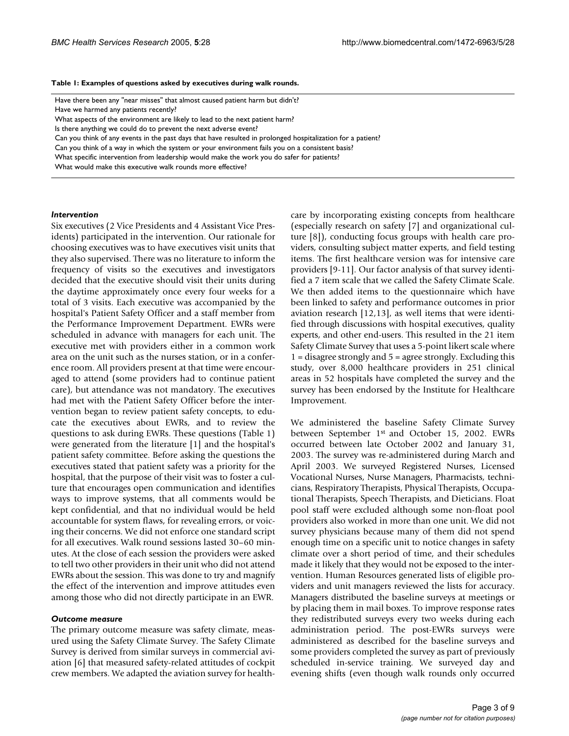**Table 1: Examples of questions asked by executives during walk rounds.**

| |
|---|
| Have there been any "near misses" that almost caused patient harm but didn't? |
| Have we harmed any patients recently? |
| What aspects of the environment are likely to lead to the next patient harm? |
| Is there anything we could do to prevent the next adverse event? |
| Can you think of any events in the past days that have resulted in prolonged hospitalization for a patient? |
| Can you think of a way in which the system or your environment fails you on a consistent basis? |
| What specific intervention from leadership would make the work you do safer for patients? |
| What would make this executive walk rounds more effective? |

### *Intervention*

Six executives (2 Vice Presidents and 4 Assistant Vice Presidents) participated in the intervention. Our rationale for choosing executives was to have executives visit units that they also supervised. There was no literature to inform the frequency of visits so the executives and investigators decided that the executive should visit their units during the daytime approximately once every four weeks for a total of 3 visits. Each executive was accompanied by the hospital's Patient Safety Officer and a staff member from the Performance Improvement Department. EWRs were scheduled in advance with managers for each unit. The executive met with providers either in a common work area on the unit such as the nurses station, or in a conference room. All providers present at that time were encouraged to attend (some providers had to continue patient care), but attendance was not mandatory. The executives had met with the Patient Safety Officer before the intervention began to review patient safety concepts, to educate the executives about EWRs, and to review the questions to ask during EWRs. These questions (Table 1) were generated from the literature [1] and the hospital's patient safety committee. Before asking the questions the executives stated that patient safety was a priority for the hospital, that the purpose of their visit was to foster a culture that encourages open communication and identifies ways to improve systems, that all comments would be kept confidential, and that no individual would be held accountable for system flaws, for revealing errors, or voicing their concerns. We did not enforce one standard script for all executives. Walk round sessions lasted 30–60 minutes. At the close of each session the providers were asked to tell two other providers in their unit who did not attend EWRs about the session. This was done to try and magnify the effect of the intervention and improve attitudes even among those who did not directly participate in an EWR.

### *Outcome measure*

The primary outcome measure was safety climate, measured using the Safety Climate Survey. The Safety Climate Survey is derived from similar surveys in commercial aviation [6] that measured safety-related attitudes of cockpit crew members. We adapted the aviation survey for healthcare by incorporating existing concepts from healthcare (especially research on safety [7] and organizational culture [8]), conducting focus groups with health care providers, consulting subject matter experts, and field testing items. The first healthcare version was for intensive care providers [9-11]. Our factor analysis of that survey identified a 7 item scale that we called the Safety Climate Scale. We then added items to the questionnaire which have been linked to safety and performance outcomes in prior aviation research [12,13], as well items that were identified through discussions with hospital executives, quality experts, and other end-users. This resulted in the 21 item Safety Climate Survey that uses a 5-point likert scale where 1 = disagree strongly and 5 = agree strongly. Excluding this study, over 8,000 healthcare providers in 251 clinical areas in 52 hospitals have completed the survey and the survey has been endorsed by the Institute for Healthcare Improvement.

We administered the baseline Safety Climate Survey between September 1st and October 15, 2002. EWRs occurred between late October 2002 and January 31, 2003. The survey was re-administered during March and April 2003. We surveyed Registered Nurses, Licensed Vocational Nurses, Nurse Managers, Pharmacists, technicians, Respiratory Therapists, Physical Therapists, Occupational Therapists, Speech Therapists, and Dieticians. Float pool staff were excluded although some non-float pool providers also worked in more than one unit. We did not survey physicians because many of them did not spend enough time on a specific unit to notice changes in safety climate over a short period of time, and their schedules made it likely that they would not be exposed to the intervention. Human Resources generated lists of eligible providers and unit managers reviewed the lists for accuracy. Managers distributed the baseline surveys at meetings or by placing them in mail boxes. To improve response rates they redistributed surveys every two weeks during each administration period. The post-EWRs surveys were administered as described for the baseline surveys and some providers completed the survey as part of previously scheduled in-service training. We surveyed day and evening shifts (even though walk rounds only occurred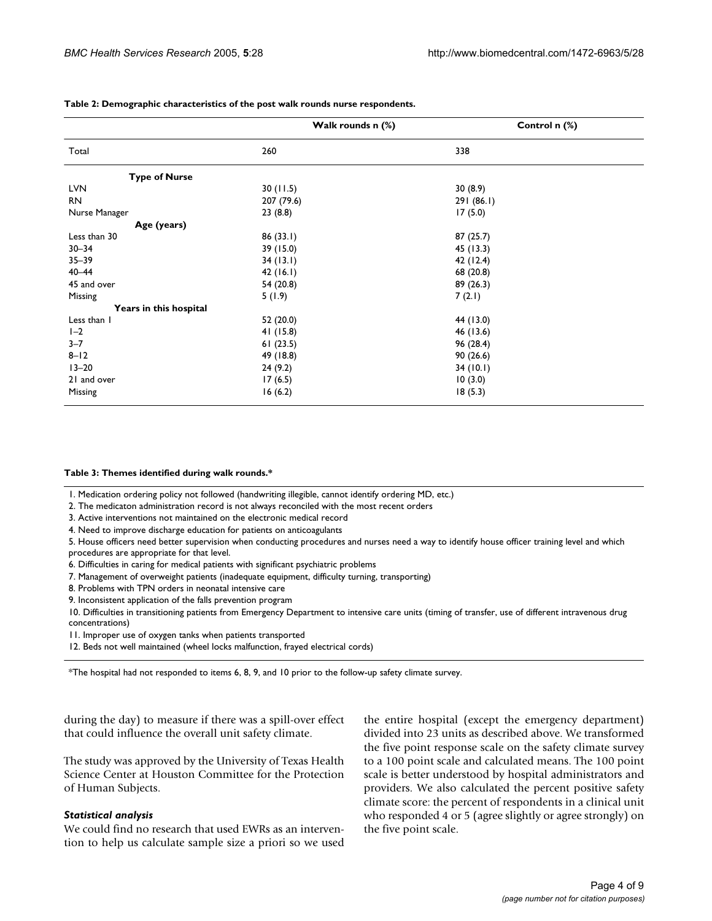**Table 2: Demographic characteristics of the post walk rounds nurse respondents.**

| | Walk rounds n (%) | Control n (%) |
|---|---|---|
| Total | 260 | 338 |
| **Type of Nurse** | | |
| LVN | 30 (11.5) | 30 (8.9) |
| RN | 207 (79.6) | 291 (86.1) |
| Nurse Manager | 23 (8.8) | 17 (5.0) |
| **Age (years)** | | |
| Less than 30 | 86 (33.1) | 87 (25.7) |
| 30–34 | 39 (15.0) | 45 (13.3) |
| 35–39 | 34 (13.1) | 42 (12.4) |
| 40–44 | 42 (16.1) | 68 (20.8) |
| 45 and over | 54 (20.8) | 89 (26.3) |
| Missing | 5 (1.9) | 7 (2.1) |
| **Years in this hospital** | | |
| Less than 1 | 52 (20.0) | 44 (13.0) |
| 1–2 | 41 (15.8) | 46 (13.6) |
| 3–7 | 61 (23.5) | 96 (28.4) |
| 8–12 | 49 (18.8) | 90 (26.6) |
| 13–20 | 24 (9.2) | 34 (10.1) |
| 21 and over | 17 (6.5) | 10 (3.0) |
| Missing | 16 (6.2) | 18 (5.3) |

**Table 3: Themes identified during walk rounds.***

1. Medication ordering policy not followed (handwriting illegible, cannot identify ordering MD, etc.)
2. The medicaton administration record is not always reconciled with the most recent orders
3. Active interventions not maintained on the electronic medical record
4. Need to improve discharge education for patients on anticoagulants
5. House officers need better supervision when conducting procedures and nurses need a way to identify house officer training level and which procedures are appropriate for that level.
6. Difficulties in caring for medical patients with significant psychiatric problems
7. Management of overweight patients (inadequate equipment, difficulty turning, transporting)
8. Problems with TPN orders in neonatal intensive care
9. Inconsistent application of the falls prevention program
10. Difficulties in transitioning patients from Emergency Department to intensive care units (timing of transfer, use of different intravenous drug concentrations)
11. Improper use of oxygen tanks when patients transported
12. Beds not well maintained (wheel locks malfunction, frayed electrical cords)

*The hospital had not responded to items 6, 8, 9, and 10 prior to the follow-up safety climate survey.

during the day) to measure if there was a spill-over effect that could influence the overall unit safety climate.

The study was approved by the University of Texas Health Science Center at Houston Committee for the Protection of Human Subjects.

### *Statistical analysis*

We could find no research that used EWRs as an intervention to help us calculate sample size a priori so we used the entire hospital (except the emergency department) divided into 23 units as described above. We transformed the five point response scale on the safety climate survey to a 100 point scale and calculated means. The 100 point scale is better understood by hospital administrators and providers. We also calculated the percent positive safety climate score: the percent of respondents in a clinical unit who responded 4 or 5 (agree slightly or agree strongly) on the five point scale.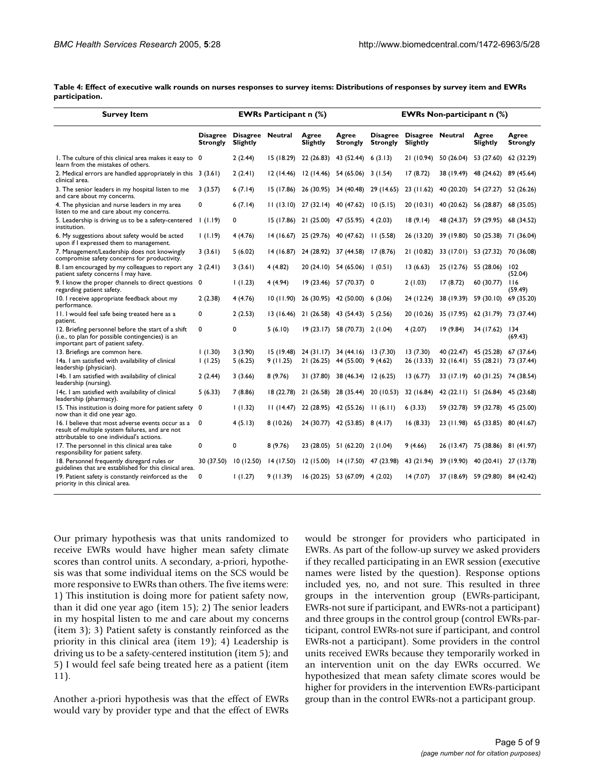**Table 4: Effect of executive walk rounds on nurses responses to survey items: Distributions of responses by survey item and EWRs participation.**

| Survey Item | EWRs Participant n (%) | | | | | EWRs Non-participant n (%) | | | | |
|---|---|---|---|---|---|---|---|---|---|---|
| | Disagree Strongly | Disagree Slightly | Neutral | Agree Slightly | Agree Strongly | Disagree Strongly | Disagree Slightly | Neutral | Agree Slightly | Agree Strongly |
| 1. The culture of this clinical area makes it easy to learn from the mistakes of others. | 0 | 2 (2.44) | 15 (18.29) | 22 (26.83) | 43 (52.44) | 6 (3.13) | 21 (10.94) | 50 (26.04) | 53 (27.60) | 62 (32.29) |
| 2. Medical errors are handled appropriately in this clinical area. | 3 (3.61) | 2 (2.41) | 12 (14.46) | 12 (14.46) | 54 (65.06) | 3 (1.54) | 17 (8.72) | 38 (19.49) | 48 (24.62) | 89 (45.64) |
| 3. The senior leaders in my hospital listen to me and care about my concerns. | 3 (3.57) | 6 (7.14) | 15 (17.86) | 26 (30.95) | 34 (40.48) | 29 (14.65) | 23 (11.62) | 40 (20.20) | 54 (27.27) | 52 (26.26) |
| 4. The physician and nurse leaders in my area listen to me and care about my concerns. | 0 | 6 (7.14) | 11 (13.10) | 27 (32.14) | 40 (47.62) | 10 (5.15) | 20 (10.31) | 40 (20.62) | 56 (28.87) | 68 (35.05) |
| 5. Leadership is driving us to be a safety-centered institution. | 1 (1.19) | 0 | 15 (17.86) | 21 (25.00) | 47 (55.95) | 4 (2.03) | 18 (9.14) | 48 (24.37) | 59 (29.95) | 68 (34.52) |
| 6. My suggestions about safety would be acted upon if I expressed them to management. | 1 (1.19) | 4 (4.76) | 14 (16.67) | 25 (29.76) | 40 (47.62) | 11 (5.58) | 26 (13.20) | 39 (19.80) | 50 (25.38) | 71 (36.04) |
| 7. Management/Leadership does not knowingly compromise safety concerns for productivity. | 3 (3.61) | 5 (6.02) | 14 (16.87) | 24 (28.92) | 37 (44.58) | 17 (8.76) | 21 (10.82) | 33 (17.01) | 53 (27.32) | 70 (36.08) |
| 8. I am encouraged by my colleagues to report any patient safety concerns I may have. | 2 (2.41) | 3 (3.61) | 4 (4.82) | 20 (24.10) | 54 (65.06) | 1 (0.51) | 13 (6.63) | 25 (12.76) | 55 (28.06) | 102 (52.04) |
| 9. I know the proper channels to direct questions regarding patient safety. | 0 | 1 (1.23) | 4 (4.94) | 19 (23.46) | 57 (70.37) | 0 | 2 (1.03) | 17 (8.72) | 60 (30.77) | 116 (59.49) |
| 10. I receive appropriate feedback about my performance. | 2 (2.38) | 4 (4.76) | 10 (11.90) | 26 (30.95) | 42 (50.00) | 6 (3.06) | 24 (12.24) | 38 (19.39) | 59 (30.10) | 69 (35.20) |
| 11. I would feel safe being treated here as a patient. | 0 | 2 (2.53) | 13 (16.46) | 21 (26.58) | 43 (54.43) | 5 (2.56) | 20 (10.26) | 35 (17.95) | 62 (31.79) | 73 (37.44) |
| 12. Briefing personnel before the start of a shift (i.e., to plan for possible contingencies) is an important part of patient safety. | 0 | 0 | 5 (6.10) | 19 (23.17) | 58 (70.73) | 2 (1.04) | 4 (2.07) | 19 (9.84) | 34 (17.62) | 134 (69.43) |
| 13. Briefings are common here. | 1 (1.30) | 3 (3.90) | 15 (19.48) | 24 (31.17) | 34 (44.16) | 13 (7.30) | 13 (7.30) | 40 (22.47) | 45 (25.28) | 67 (37.64) |
| 14a. I am satisfied with availability of clinical leadership (physician). | 1 (1.25) | 5 (6.25) | 9 (11.25) | 21 (26.25) | 44 (55.00) | 9 (4.62) | 26 (13.33) | 32 (16.41) | 55 (28.21) | 73 (37.44) |
| 14b. I am satisfied with availability of clinical leadership (nursing). | 2 (2.44) | 3 (3.66) | 8 (9.76) | 31 (37.80) | 38 (46.34) | 12 (6.25) | 13 (6.77) | 33 (17.19) | 60 (31.25) | 74 (38.54) |
| 14c. I am satisfied with availability of clinical leadership (pharmacy). | 5 (6.33) | 7 (8.86) | 18 (22.78) | 21 (26.58) | 28 (35.44) | 20 (10.53) | 32 (16.84) | 42 (22.11) | 51 (26.84) | 45 (23.68) |
| 15. This institution is doing more for patient safety now than it did one year ago. | 0 | 1 (1.32) | 11 (14.47) | 22 (28.95) | 42 (55.26) | 11 (6.11) | 6 (3.33) | 59 (32.78) | 59 (32.78) | 45 (25.00) |
| 16. I believe that most adverse events occur as a result of multiple system failures, and are not attributable to one individual's actions. | 0 | 4 (5.13) | 8 (10.26) | 24 (30.77) | 42 (53.85) | 8 (4.17) | 16 (8.33) | 23 (11.98) | 65 (33.85) | 80 (41.67) |
| 17. The personnel in this clinical area take responsibility for patient safety. | 0 | 0 | 8 (9.76) | 23 (28.05) | 51 (62.20) | 2 (1.04) | 9 (4.66) | 26 (13.47) | 75 (38.86) | 81 (41.97) |
| 18. Personnel frequently disregard rules or guidelines that are established for this clinical area. | 30 (37.50) | 10 (12.50) | 14 (17.50) | 12 (15.00) | 14 (17.50) | 47 (23.98) | 43 (21.94) | 39 (19.90) | 40 (20.41) | 27 (13.78) |
| 19. Patient safety is constantly reinforced as the priority in this clinical area. | 0 | 1 (1.27) | 9 (11.39) | 16 (20.25) | 53 (67.09) | 4 (2.02) | 14 (7.07) | 37 (18.69) | 59 (29.80) | 84 (42.42) |

Our primary hypothesis was that units randomized to receive EWRs would have higher mean safety climate scores than control units. A secondary, a-priori, hypothesis was that some individual items on the SCS would be more responsive to EWRs than others. The five items were: 1) This institution is doing more for patient safety now, than it did one year ago (item 15); 2) The senior leaders in my hospital listen to me and care about my concerns (item 3); 3) Patient safety is constantly reinforced as the priority in this clinical area (item 19); 4) Leadership is driving us to be a safety-centered institution (item 5); and 5) I would feel safe being treated here as a patient (item 11).

Another a-priori hypothesis was that the effect of EWRs would vary by provider type and that the effect of EWRs would be stronger for providers who participated in EWRs. As part of the follow-up survey we asked providers if they recalled participating in an EWR session (executive names were listed by the question). Response options included yes, no, and not sure. This resulted in three groups in the intervention group (EWRs-participant, EWRs-not sure if participant, and EWRs-not a participant) and three groups in the control group (control EWRs-participant, control EWRs-not sure if participant, and control EWRs-not a participant). Some providers in the control units received EWRs because they temporarily worked in an intervention unit on the day EWRs occurred. We hypothesized that mean safety climate scores would be higher for providers in the intervention EWRs-participant group than in the control EWRs-not a participant group.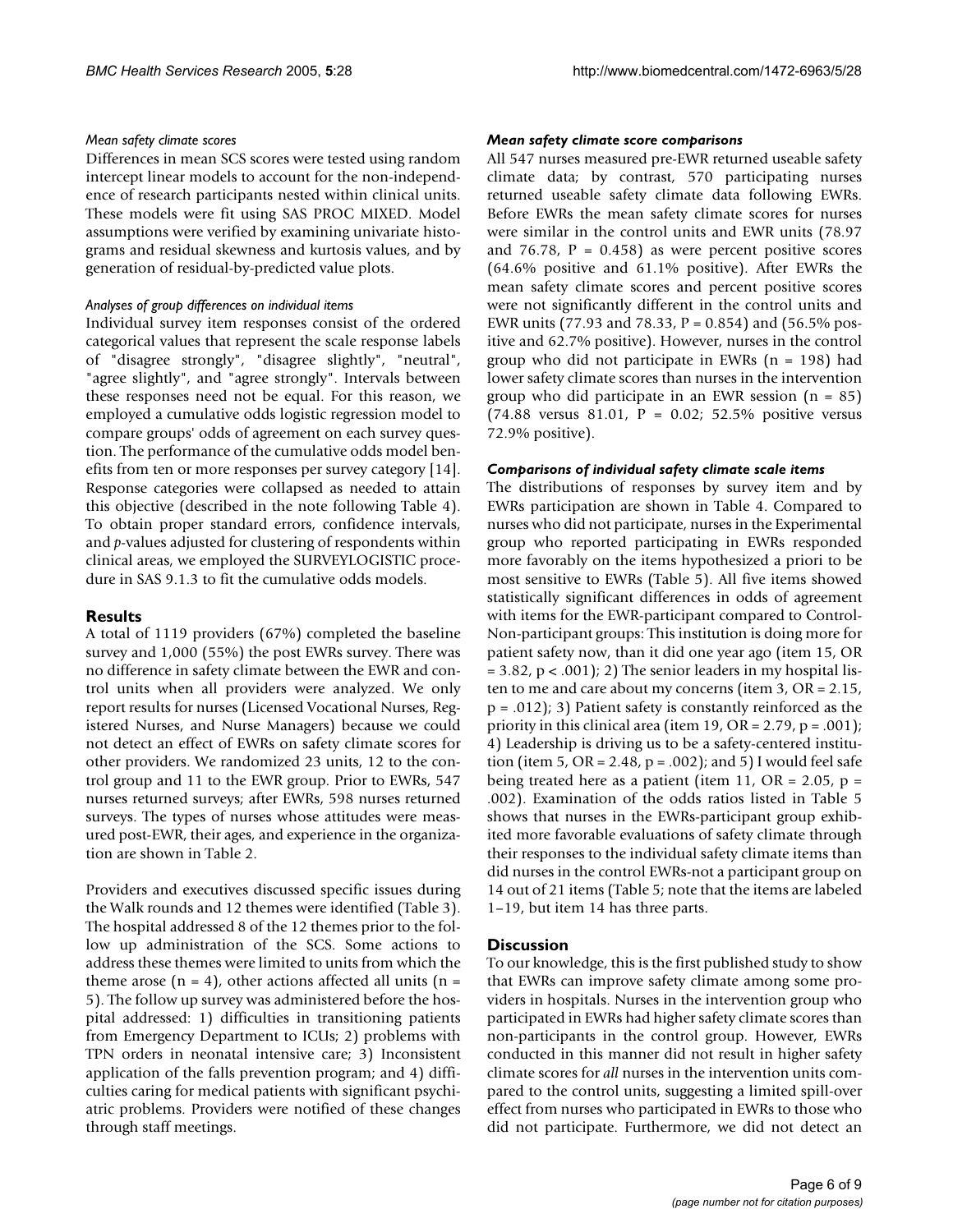#### *Mean safety climate scores*

Differences in mean SCS scores were tested using random intercept linear models to account for the non-independence of research participants nested within clinical units. These models were fit using SAS PROC MIXED. Model assumptions were verified by examining univariate histograms and residual skewness and kurtosis values, and by generation of residual-by-predicted value plots.

#### *Analyses of group differences on individual items*

Individual survey item responses consist of the ordered categorical values that represent the scale response labels of "disagree strongly", "disagree slightly", "neutral", "agree slightly", and "agree strongly". Intervals between these responses need not be equal. For this reason, we employed a cumulative odds logistic regression model to compare groups' odds of agreement on each survey question. The performance of the cumulative odds model benefits from ten or more responses per survey category [14]. Response categories were collapsed as needed to attain this objective (described in the note following Table 4). To obtain proper standard errors, confidence intervals, and *p*-values adjusted for clustering of respondents within clinical areas, we employed the SURVEYLOGISTIC procedure in SAS 9.1.3 to fit the cumulative odds models.

## Results

A total of 1119 providers (67%) completed the baseline survey and 1,000 (55%) the post EWRs survey. There was no difference in safety climate between the EWR and control units when all providers were analyzed. We only report results for nurses (Licensed Vocational Nurses, Registered Nurses, and Nurse Managers) because we could not detect an effect of EWRs on safety climate scores for other providers. We randomized 23 units, 12 to the control group and 11 to the EWR group. Prior to EWRs, 547 nurses returned surveys; after EWRs, 598 nurses returned surveys. The types of nurses whose attitudes were measured post-EWR, their ages, and experience in the organization are shown in Table 2.

Providers and executives discussed specific issues during the Walk rounds and 12 themes were identified (Table 3). The hospital addressed 8 of the 12 themes prior to the follow up administration of the SCS. Some actions to address these themes were limited to units from which the theme arose (n = 4), other actions affected all units (n = 5). The follow up survey was administered before the hospital addressed: 1) difficulties in transitioning patients from Emergency Department to ICUs; 2) problems with TPN orders in neonatal intensive care; 3) Inconsistent application of the falls prevention program; and 4) difficulties caring for medical patients with significant psychiatric problems. Providers were notified of these changes through staff meetings.

#### *Mean safety climate score comparisons*

All 547 nurses measured pre-EWR returned useable safety climate data; by contrast, 570 participating nurses returned useable safety climate data following EWRs. Before EWRs the mean safety climate scores for nurses were similar in the control units and EWR units (78.97 and 76.78, P = 0.458) as were percent positive scores (64.6% positive and 61.1% positive). After EWRs the mean safety climate scores and percent positive scores were not significantly different in the control units and EWR units (77.93 and 78.33, P = 0.854) and (56.5% positive and 62.7% positive). However, nurses in the control group who did not participate in EWRs (n = 198) had lower safety climate scores than nurses in the intervention group who did participate in an EWR session (n = 85) (74.88 versus 81.01, P = 0.02; 52.5% positive versus 72.9% positive).

#### *Comparisons of individual safety climate scale items*

The distributions of responses by survey item and by EWRs participation are shown in Table 4. Compared to nurses who did not participate, nurses in the Experimental group who reported participating in EWRs responded more favorably on the items hypothesized a priori to be most sensitive to EWRs (Table 5). All five items showed statistically significant differences in odds of agreement with items for the EWR-participant compared to Control-Non-participant groups: This institution is doing more for patient safety now, than it did one year ago (item 15, OR = 3.82, p < .001); 2) The senior leaders in my hospital listen to me and care about my concerns (item 3, OR = 2.15, p = .012); 3) Patient safety is constantly reinforced as the priority in this clinical area (item 19, OR = 2.79, p = .001); 4) Leadership is driving us to be a safety-centered institution (item 5, OR = 2.48, p = .002); and 5) I would feel safe being treated here as a patient (item 11, OR = 2.05, p = .002). Examination of the odds ratios listed in Table 5 shows that nurses in the EWRs-participant group exhibited more favorable evaluations of safety climate through their responses to the individual safety climate items than did nurses in the control EWRs-not a participant group on 14 out of 21 items (Table 5; note that the items are labeled 1–19, but item 14 has three parts.

## Discussion

To our knowledge, this is the first published study to show that EWRs can improve safety climate among some providers in hospitals. Nurses in the intervention group who participated in EWRs had higher safety climate scores than non-participants in the control group. However, EWRs conducted in this manner did not result in higher safety climate scores for *all* nurses in the intervention units compared to the control units, suggesting a limited spill-over effect from nurses who participated in EWRs to those who did not participate. Furthermore, we did not detect an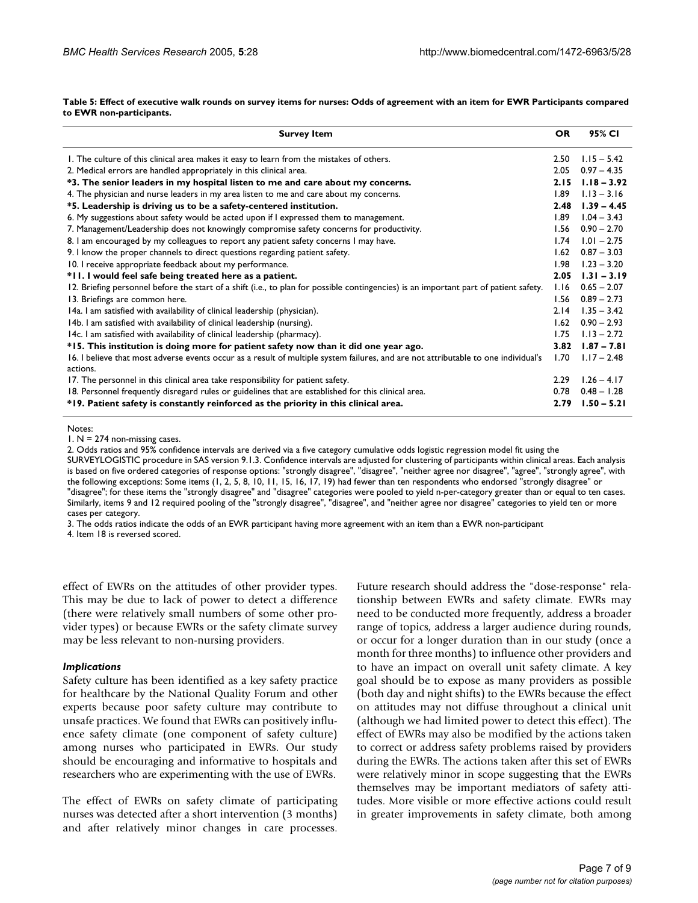**Table 5: Effect of executive walk rounds on survey items for nurses: Odds of agreement with an item for EWR Participants compared to EWR non-participants.**

| Survey Item | OR | 95% CI |
|---|---|---|
| 1. The culture of this clinical area makes it easy to learn from the mistakes of others. | 2.50 | 1.15 – 5.42 |
| 2. Medical errors are handled appropriately in this clinical area. | 2.05 | 0.97 – 4.35 |
| **\*3. The senior leaders in my hospital listen to me and care about my concerns.** | **2.15** | **1.18 – 3.92** |
| 4. The physician and nurse leaders in my area listen to me and care about my concerns. | 1.89 | 1.13 – 3.16 |
| **\*5. Leadership is driving us to be a safety-centered institution.** | **2.48** | **1.39 – 4.45** |
| 6. My suggestions about safety would be acted upon if I expressed them to management. | 1.89 | 1.04 – 3.43 |
| 7. Management/Leadership does not knowingly compromise safety concerns for productivity. | 1.56 | 0.90 – 2.70 |
| 8. I am encouraged by my colleagues to report any patient safety concerns I may have. | 1.74 | 1.01 – 2.75 |
| 9. I know the proper channels to direct questions regarding patient safety. | 1.62 | 0.87 – 3.03 |
| 10. I receive appropriate feedback about my performance. | 1.98 | 1.23 – 3.20 |
| **\*11. I would feel safe being treated here as a patient.** | **2.05** | **1.31 – 3.19** |
| 12. Briefing personnel before the start of a shift (i.e., to plan for possible contingencies) is an important part of patient safety. | 1.16 | 0.65 – 2.07 |
| 13. Briefings are common here. | 1.56 | 0.89 – 2.73 |
| 14a. I am satisfied with availability of clinical leadership (physician). | 2.14 | 1.35 – 3.42 |
| 14b. I am satisfied with availability of clinical leadership (nursing). | 1.62 | 0.90 – 2.93 |
| 14c. I am satisfied with availability of clinical leadership (pharmacy). | 1.75 | 1.13 – 2.72 |
| **\*15. This institution is doing more for patient safety now than it did one year ago.** | **3.82** | **1.87 – 7.81** |
| 16. I believe that most adverse events occur as a result of multiple system failures, and are not attributable to one individual's actions. | 1.70 | 1.17 – 2.48 |
| 17. The personnel in this clinical area take responsibility for patient safety. | 2.29 | 1.26 – 4.17 |
| 18. Personnel frequently disregard rules or guidelines that are established for this clinical area. | 0.78 | 0.48 – 1.28 |
| **\*19. Patient safety is constantly reinforced as the priority in this clinical area.** | **2.79** | **1.50 – 5.21** |

Notes:

1. N = 274 non-missing cases.
2. Odds ratios and 95% confidence intervals are derived via a five category cumulative odds logistic regression model fit using the SURVEYLOGISTIC procedure in SAS version 9.1.3. Confidence intervals are adjusted for clustering of participants within clinical areas. Each analysis is based on five ordered categories of response options: "strongly disagree", "disagree", "neither agree nor disagree", "agree", "strongly agree", with the following exceptions: Some items (1, 2, 5, 8, 10, 11, 15, 16, 17, 19) had fewer than ten respondents who endorsed "strongly disagree" or "disagree"; for these items the "strongly disagree" and "disagree" categories were pooled to yield n-per-category greater than or equal to ten cases. Similarly, items 9 and 12 required pooling of the "strongly disagree", "disagree", and "neither agree nor disagree" categories to yield ten or more cases per category.
3. The odds ratios indicate the odds of an EWR participant having more agreement with an item than a EWR non-participant
4. Item 18 is reversed scored.

effect of EWRs on the attitudes of other provider types. This may be due to lack of power to detect a difference (there were relatively small numbers of some other provider types) or because EWRs or the safety climate survey may be less relevant to non-nursing providers.

### *Implications*

Safety culture has been identified as a key safety practice for healthcare by the National Quality Forum and other experts because poor safety culture may contribute to unsafe practices. We found that EWRs can positively influence safety climate (one component of safety culture) among nurses who participated in EWRs. Our study should be encouraging and informative to hospitals and researchers who are experimenting with the use of EWRs.

The effect of EWRs on safety climate of participating nurses was detected after a short intervention (3 months) and after relatively minor changes in care processes. Future research should address the "dose-response" relationship between EWRs and safety climate. EWRs may need to be conducted more frequently, address a broader range of topics, address a larger audience during rounds, or occur for a longer duration than in our study (once a month for three months) to influence other providers and to have an impact on overall unit safety climate. A key goal should be to expose as many providers as possible (both day and night shifts) to the EWRs because the effect on attitudes may not diffuse throughout a clinical unit (although we had limited power to detect this effect). The effect of EWRs may also be modified by the actions taken to correct or address safety problems raised by providers during the EWRs. The actions taken after this set of EWRs were relatively minor in scope suggesting that the EWRs themselves may be important mediators of safety attitudes. More visible or more effective actions could result in greater improvements in safety climate, both among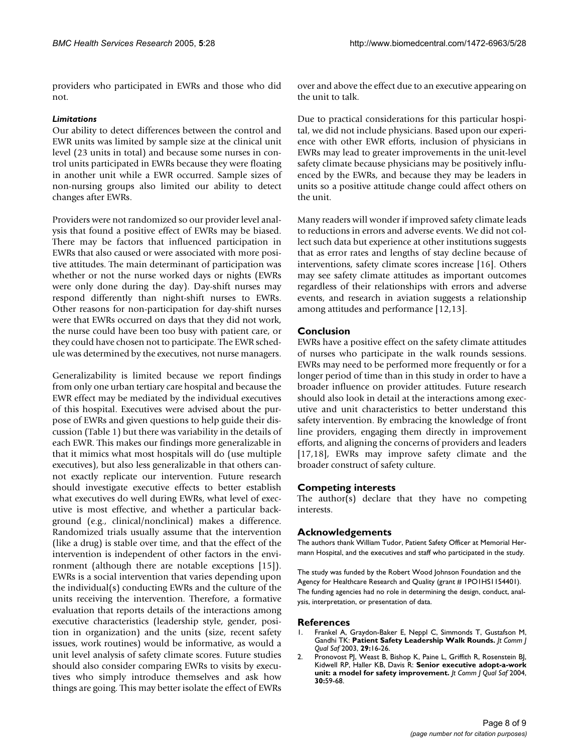providers who participated in EWRs and those who did not.

### *Limitations*

Our ability to detect differences between the control and EWR units was limited by sample size at the clinical unit level (23 units in total) and because some nurses in control units participated in EWRs because they were floating in another unit while a EWR occurred. Sample sizes of non-nursing groups also limited our ability to detect changes after EWRs.

Providers were not randomized so our provider level analysis that found a positive effect of EWRs may be biased. There may be factors that influenced participation in EWRs that also caused or were associated with more positive attitudes. The main determinant of participation was whether or not the nurse worked days or nights (EWRs were only done during the day). Day-shift nurses may respond differently than night-shift nurses to EWRs. Other reasons for non-participation for day-shift nurses were that EWRs occurred on days that they did not work, the nurse could have been too busy with patient care, or they could have chosen not to participate. The EWR schedule was determined by the executives, not nurse managers.

Generalizability is limited because we report findings from only one urban tertiary care hospital and because the EWR effect may be mediated by the individual executives of this hospital. Executives were advised about the purpose of EWRs and given questions to help guide their discussion (Table 1) but there was variability in the details of each EWR. This makes our findings more generalizable in that it mimics what most hospitals will do (use multiple executives), but also less generalizable in that others cannot exactly replicate our intervention. Future research should investigate executive effects to better establish what executives do well during EWRs, what level of executive is most effective, and whether a particular background (e.g., clinical/nonclinical) makes a difference. Randomized trials usually assume that the intervention (like a drug) is stable over time, and that the effect of the intervention is independent of other factors in the environment (although there are notable exceptions [15]). EWRs is a social intervention that varies depending upon the individual(s) conducting EWRs and the culture of the units receiving the intervention. Therefore, a formative evaluation that reports details of the interactions among executive characteristics (leadership style, gender, position in organization) and the units (size, recent safety issues, work routines) would be informative, as would a unit level analysis of safety climate scores. Future studies should also consider comparing EWRs to visits by executives who simply introduce themselves and ask how things are going. This may better isolate the effect of EWRs over and above the effect due to an executive appearing on the unit to talk.

Due to practical considerations for this particular hospital, we did not include physicians. Based upon our experience with other EWR efforts, inclusion of physicians in EWRs may lead to greater improvements in the unit-level safety climate because physicians may be positively influenced by the EWRs, and because they may be leaders in units so a positive attitude change could affect others on the unit.

Many readers will wonder if improved safety climate leads to reductions in errors and adverse events. We did not collect such data but experience at other institutions suggests that as error rates and lengths of stay decline because of interventions, safety climate scores increase [16]. Others may see safety climate attitudes as important outcomes regardless of their relationships with errors and adverse events, and research in aviation suggests a relationship among attitudes and performance [12,13].

## Conclusion

EWRs have a positive effect on the safety climate attitudes of nurses who participate in the walk rounds sessions. EWRs may need to be performed more frequently or for a longer period of time than in this study in order to have a broader influence on provider attitudes. Future research should also look in detail at the interactions among executive and unit characteristics to better understand this safety intervention. By embracing the knowledge of front line providers, engaging them directly in improvement efforts, and aligning the concerns of providers and leaders [17,18], EWRs may improve safety climate and the broader construct of safety culture.

## Competing interests

The author(s) declare that they have no competing interests.

## Acknowledgements

The authors thank William Tudor, Patient Safety Officer at Memorial Hermann Hospital, and the executives and staff who participated in the study.

The study was funded by the Robert Wood Johnson Foundation and the Agency for Healthcare Research and Quality (grant # 1PO1HS1154401). The funding agencies had no role in determining the design, conduct, analysis, interpretation, or presentation of data.

## References

1. Frankel A, Graydon-Baker E, Neppl C, Simmonds T, Gustafson M, Gandhi TK: **Patient Safety Leadership Walk Rounds.** *Jt Comm J Qual Saf* 2003, **29:**16-26.
2. Pronovost PJ, Weast B, Bishop K, Paine L, Griffith R, Rosenstein BJ, Kidwell RP, Haller KB, Davis R: **Senior executive adopt-a-work unit: a model for safety improvement.** *Jt Comm J Qual Saf* 2004, **30:**59-68.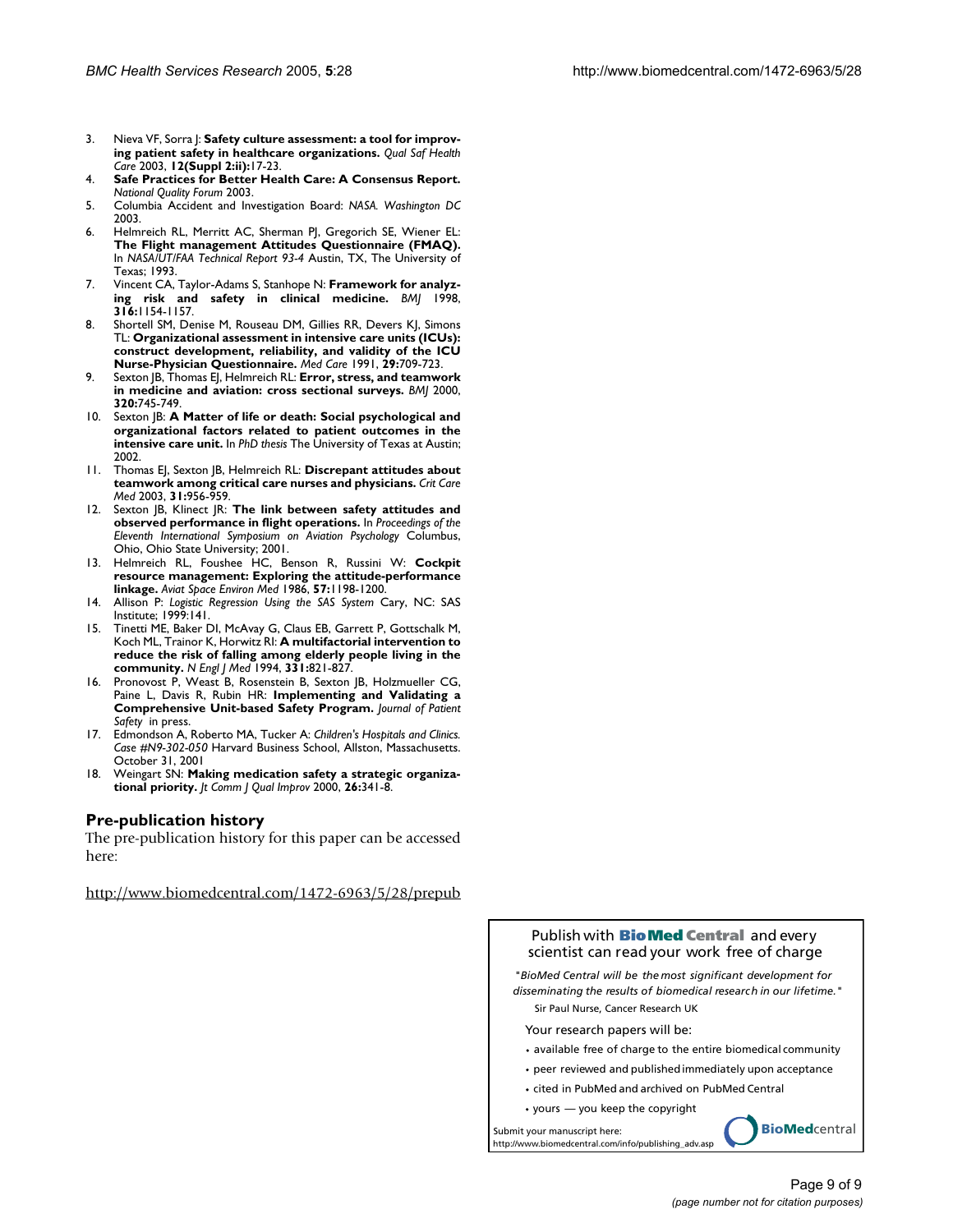3. Nieva VF, Sorra J: **Safety culture assessment: a tool for improving patient safety in healthcare organizations.** *Qual Saf Health Care* 2003, **12(Suppl 2:ii):**17-23.
4. **Safe Practices for Better Health Care: A Consensus Report.** *National Quality Forum* 2003.
5. Columbia Accident and Investigation Board: *NASA. Washington DC* 2003.
6. Helmreich RL, Merritt AC, Sherman PJ, Gregorich SE, Wiener EL: **The Flight management Attitudes Questionnaire (FMAQ).** In *NASA/UT/FAA Technical Report 93-4* Austin, TX, The University of Texas; 1993.
7. Vincent CA, Taylor-Adams S, Stanhope N: **Framework for analyzing risk and safety in clinical medicine.** *BMJ* 1998, **316:**1154-1157.
8. Shortell SM, Denise M, Rouseau DM, Gillies RR, Devers KJ, Simons TL: **Organizational assessment in intensive care units (ICUs): construct development, reliability, and validity of the ICU Nurse-Physician Questionnaire.** *Med Care* 1991, **29:**709-723.
9. Sexton JB, Thomas EJ, Helmreich RL: **Error, stress, and teamwork in medicine and aviation: cross sectional surveys.** *BMJ* 2000, **320:**745-749.
10. Sexton JB: **A Matter of life or death: Social psychological and organizational factors related to patient outcomes in the intensive care unit.** In *PhD thesis* The University of Texas at Austin; 2002.
11. Thomas EJ, Sexton JB, Helmreich RL: **Discrepant attitudes about teamwork among critical care nurses and physicians.** *Crit Care Med* 2003, **31:**956-959.
12. Sexton JB, Klinect JR: **The link between safety attitudes and observed performance in flight operations.** In *Proceedings of the Eleventh International Symposium on Aviation Psychology* Columbus, Ohio, Ohio State University; 2001.
13. Helmreich RL, Foushee HC, Benson R, Russini W: **Cockpit resource management: Exploring the attitude-performance linkage.** *Aviat Space Environ Med* 1986, **57:**1198-1200.
14. Allison P: *Logistic Regression Using the SAS System* Cary, NC: SAS Institute; 1999:141.
15. Tinetti ME, Baker DI, McAvay G, Claus EB, Garrett P, Gottschalk M, Koch ML, Trainor K, Horwitz RI: **A multifactorial intervention to reduce the risk of falling among elderly people living in the community.** *N Engl J Med* 1994, **331:**821-827.
16. Pronovost P, Weast B, Rosenstein B, Sexton JB, Holzmueller CG, Paine L, Davis R, Rubin HR: **Implementing and Validating a Comprehensive Unit-based Safety Program.** *Journal of Patient Safety* in press.
17. Edmondson A, Roberto MA, Tucker A: *Children's Hospitals and Clinics. Case #N9-302-050* Harvard Business School, Allston, Massachusetts. October 31, 2001
18. Weingart SN: **Making medication safety a strategic organizational priority.** *Jt Comm J Qual Improv* 2000, **26:**341-8.

## Pre-publication history

The pre-publication history for this paper can be accessed here:

http://www.biomedcentral.com/1472-6963/5/28/prepub

Publish with **BioMed Central** and every scientist can read your work free of charge

*"BioMed Central will be the most significant development for disseminating the results of biomedical research in our lifetime."*

Sir Paul Nurse, Cancer Research UK

Your research papers will be:

- available free of charge to the entire biomedical community
- peer reviewed and published immediately upon acceptance
- cited in PubMed and archived on PubMed Central
- yours — you keep the copyright

Submit your manuscript here:
http://www.biomedcentral.com/info/publishing_adv.asp

**BioMed**central